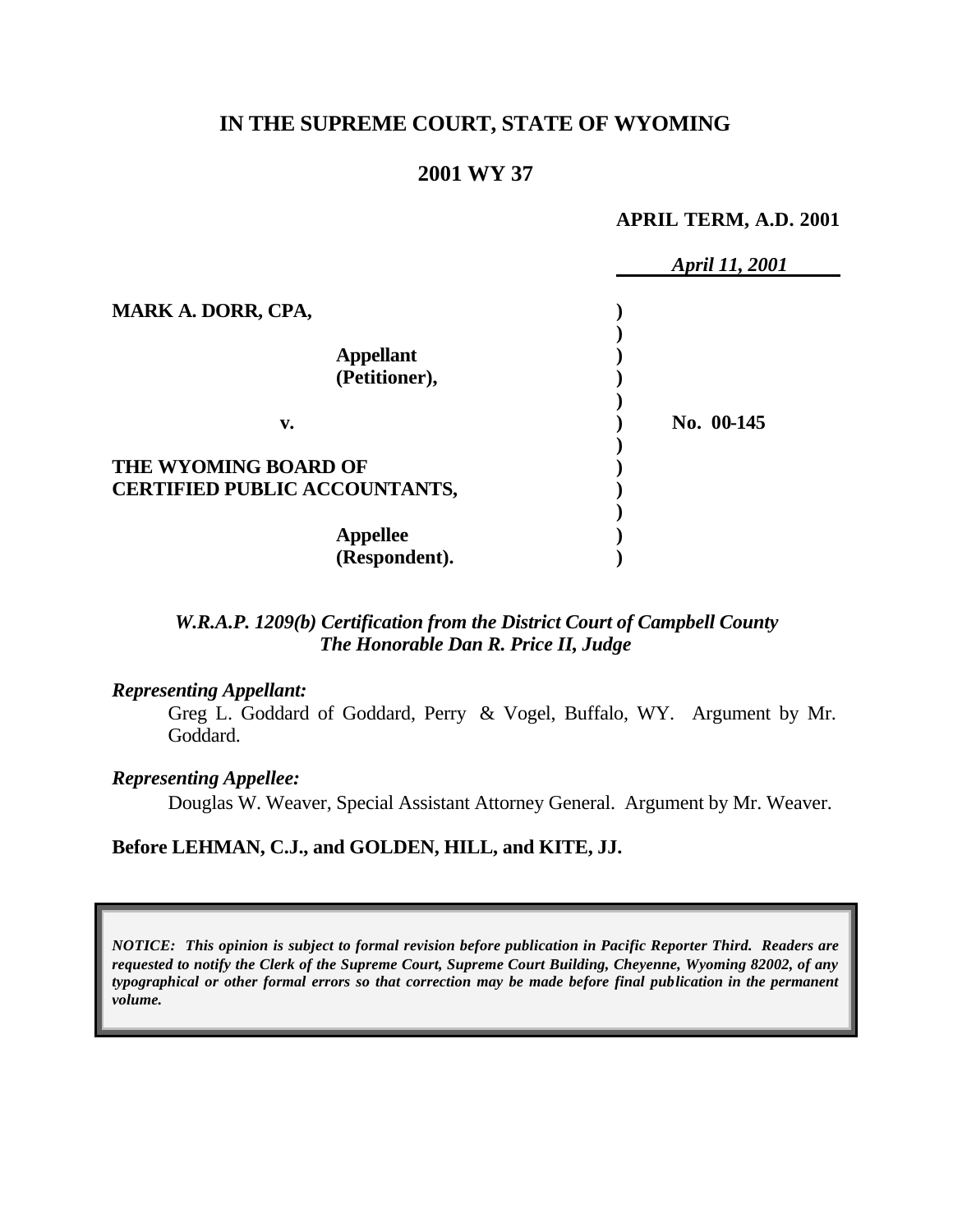# IN THE SUPREME COURT, STATE OF WYOMING

## 2001 WY 37

**APRIL TERM, A.D. 2001**

*April 11, 2001*

| | | |
|---|---|---|
| **MARK A. DORR, CPA,** | **)** | |
| | **)** | |
| **Appellant** | **)** | |
| **(Petitioner),** | **)** | |
| | **)** | |
| **v.** | **)** | **No. 00-145** |
| | **)** | |
| **THE WYOMING BOARD OF** | **)** | |
| **CERTIFIED PUBLIC ACCOUNTANTS,** | **)** | |
| | **)** | |
| **Appellee** | **)** | |
| **(Respondent).** | **)** | |

*W.R.A.P. 1209(b) Certification from the District Court of Campbell County*
*The Honorable Dan R. Price II, Judge*

*Representing Appellant:*

Greg L. Goddard of Goddard, Perry & Vogel, Buffalo, WY. Argument by Mr. Goddard.

*Representing Appellee:*

Douglas W. Weaver, Special Assistant Attorney General. Argument by Mr. Weaver.

**Before LEHMAN, C.J., and GOLDEN, HILL, and KITE, JJ.**

*NOTICE: This opinion is subject to formal revision before publication in Pacific Reporter Third. Readers are requested to notify the Clerk of the Supreme Court, Supreme Court Building, Cheyenne, Wyoming 82002, of any typographical or other formal errors so that correction may be made before final publication in the permanent volume.*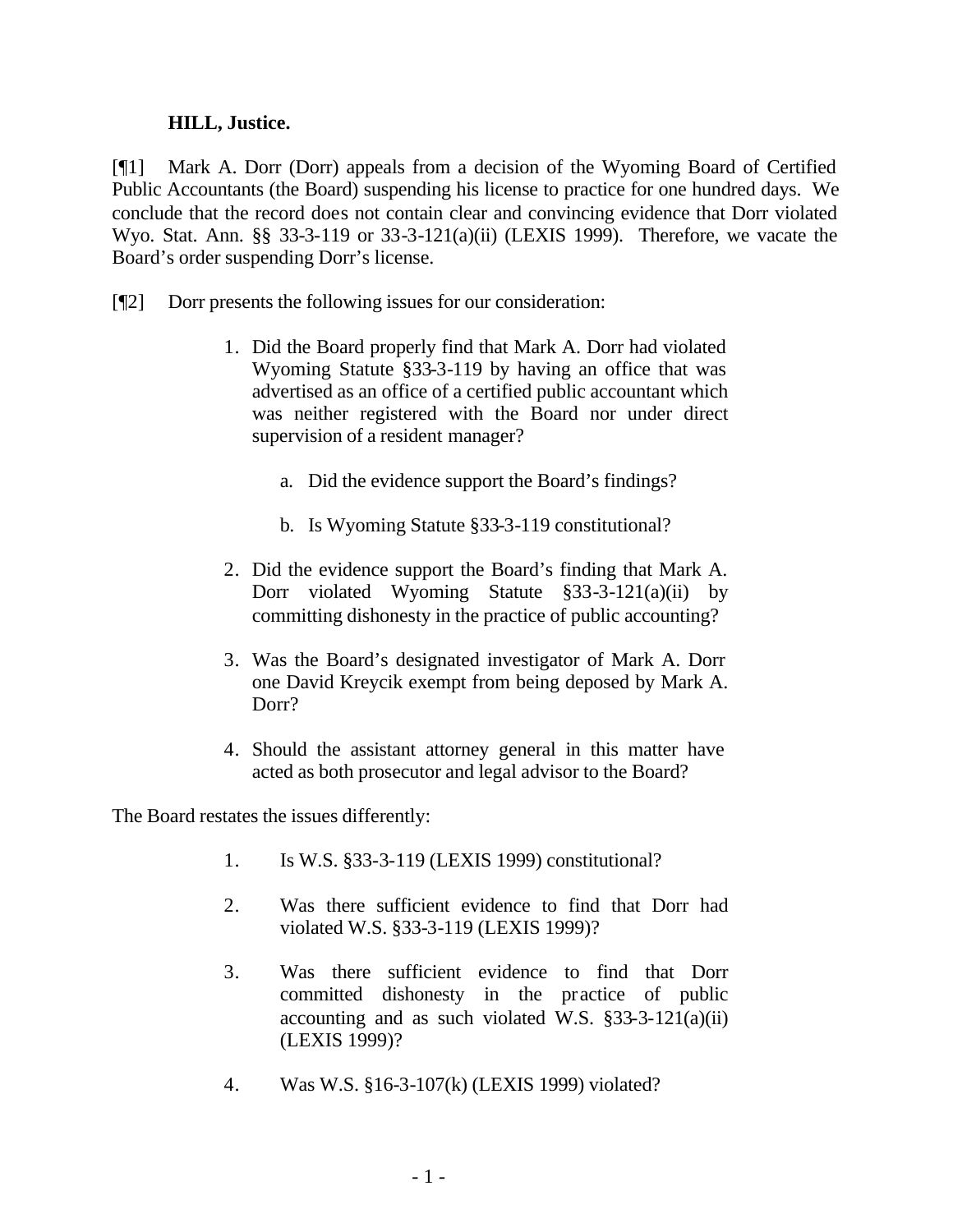**HILL, Justice.**

[¶1] Mark A. Dorr (Dorr) appeals from a decision of the Wyoming Board of Certified Public Accountants (the Board) suspending his license to practice for one hundred days. We conclude that the record does not contain clear and convincing evidence that Dorr violated Wyo. Stat. Ann. §§ 33-3-119 or 33-3-121(a)(ii) (LEXIS 1999). Therefore, we vacate the Board's order suspending Dorr's license.

[¶2] Dorr presents the following issues for our consideration:

> 1. Did the Board properly find that Mark A. Dorr had violated Wyoming Statute §33-3-119 by having an office that was advertised as an office of a certified public accountant which was neither registered with the Board nor under direct supervision of a resident manager?
>
>     a. Did the evidence support the Board's findings?
>
>     b. Is Wyoming Statute §33-3-119 constitutional?
>
> 2. Did the evidence support the Board's finding that Mark A. Dorr violated Wyoming Statute §33-3-121(a)(ii) by committing dishonesty in the practice of public accounting?
>
> 3. Was the Board's designated investigator of Mark A. Dorr one David Kreycik exempt from being deposed by Mark A. Dorr?
>
> 4. Should the assistant attorney general in this matter have acted as both prosecutor and legal advisor to the Board?

The Board restates the issues differently:

> 1. Is W.S. §33-3-119 (LEXIS 1999) constitutional?
>
> 2. Was there sufficient evidence to find that Dorr had violated W.S. §33-3-119 (LEXIS 1999)?
>
> 3. Was there sufficient evidence to find that Dorr committed dishonesty in the practice of public accounting and as such violated W.S. §33-3-121(a)(ii) (LEXIS 1999)?
>
> 4. Was W.S. §16-3-107(k) (LEXIS 1999) violated?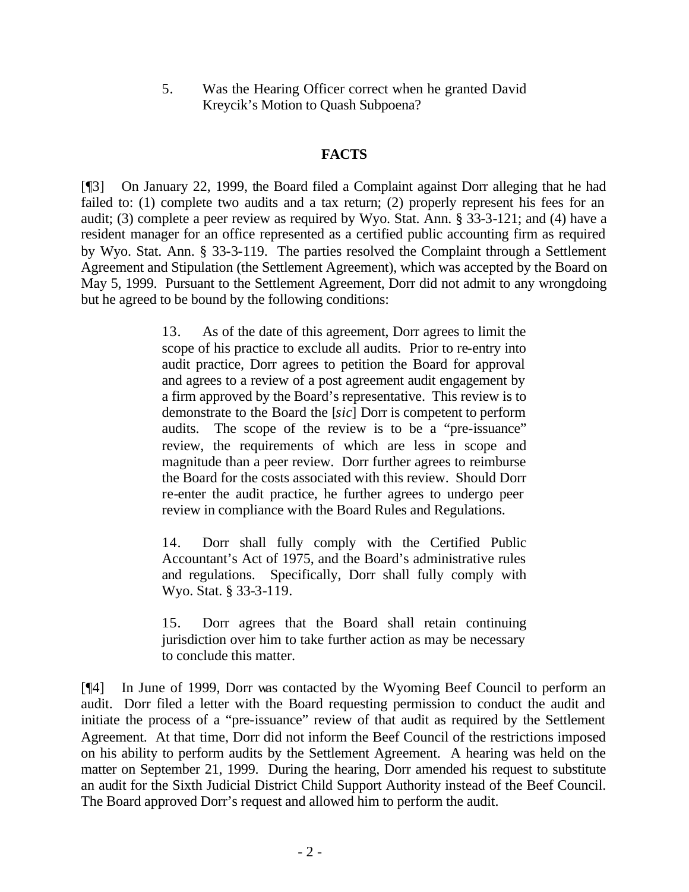5. Was the Hearing Officer correct when he granted David Kreycik's Motion to Quash Subpoena?

## FACTS

[¶3] On January 22, 1999, the Board filed a Complaint against Dorr alleging that he had failed to: (1) complete two audits and a tax return; (2) properly represent his fees for an audit; (3) complete a peer review as required by Wyo. Stat. Ann. § 33-3-121; and (4) have a resident manager for an office represented as a certified public accounting firm as required by Wyo. Stat. Ann. § 33-3-119. The parties resolved the Complaint through a Settlement Agreement and Stipulation (the Settlement Agreement), which was accepted by the Board on May 5, 1999. Pursuant to the Settlement Agreement, Dorr did not admit to any wrongdoing but he agreed to be bound by the following conditions:

> 13. As of the date of this agreement, Dorr agrees to limit the scope of his practice to exclude all audits. Prior to re-entry into audit practice, Dorr agrees to petition the Board for approval and agrees to a review of a post agreement audit engagement by a firm approved by the Board's representative. This review is to demonstrate to the Board the [*sic*] Dorr is competent to perform audits. The scope of the review is to be a "pre-issuance" review, the requirements of which are less in scope and magnitude than a peer review. Dorr further agrees to reimburse the Board for the costs associated with this review. Should Dorr re-enter the audit practice, he further agrees to undergo peer review in compliance with the Board Rules and Regulations.
>
> 14. Dorr shall fully comply with the Certified Public Accountant's Act of 1975, and the Board's administrative rules and regulations. Specifically, Dorr shall fully comply with Wyo. Stat. § 33-3-119.
>
> 15. Dorr agrees that the Board shall retain continuing jurisdiction over him to take further action as may be necessary to conclude this matter.

[¶4] In June of 1999, Dorr was contacted by the Wyoming Beef Council to perform an audit. Dorr filed a letter with the Board requesting permission to conduct the audit and initiate the process of a "pre-issuance" review of that audit as required by the Settlement Agreement. At that time, Dorr did not inform the Beef Council of the restrictions imposed on his ability to perform audits by the Settlement Agreement. A hearing was held on the matter on September 21, 1999. During the hearing, Dorr amended his request to substitute an audit for the Sixth Judicial District Child Support Authority instead of the Beef Council. The Board approved Dorr's request and allowed him to perform the audit.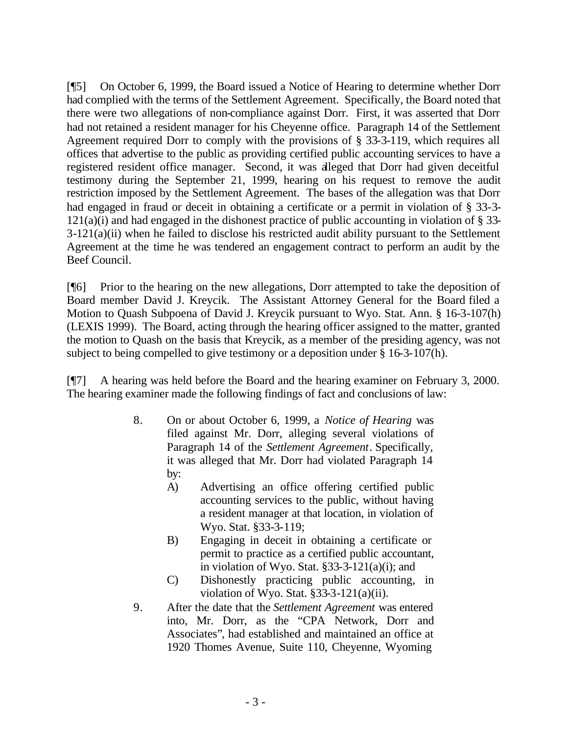[¶5] On October 6, 1999, the Board issued a Notice of Hearing to determine whether Dorr had complied with the terms of the Settlement Agreement. Specifically, the Board noted that there were two allegations of non-compliance against Dorr. First, it was asserted that Dorr had not retained a resident manager for his Cheyenne office. Paragraph 14 of the Settlement Agreement required Dorr to comply with the provisions of § 33-3-119, which requires all offices that advertise to the public as providing certified public accounting services to have a registered resident office manager. Second, it was alleged that Dorr had given deceitful testimony during the September 21, 1999, hearing on his request to remove the audit restriction imposed by the Settlement Agreement. The bases of the allegation was that Dorr had engaged in fraud or deceit in obtaining a certificate or a permit in violation of § 33-3-121(a)(i) and had engaged in the dishonest practice of public accounting in violation of § 33-3-121(a)(ii) when he failed to disclose his restricted audit ability pursuant to the Settlement Agreement at the time he was tendered an engagement contract to perform an audit by the Beef Council.

[¶6] Prior to the hearing on the new allegations, Dorr attempted to take the deposition of Board member David J. Kreycik. The Assistant Attorney General for the Board filed a Motion to Quash Subpoena of David J. Kreycik pursuant to Wyo. Stat. Ann. § 16-3-107(h) (LEXIS 1999). The Board, acting through the hearing officer assigned to the matter, granted the motion to Quash on the basis that Kreycik, as a member of the presiding agency, was not subject to being compelled to give testimony or a deposition under § 16-3-107(h).

[¶7] A hearing was held before the Board and the hearing examiner on February 3, 2000. The hearing examiner made the following findings of fact and conclusions of law:

> 8. On or about October 6, 1999, a *Notice of Hearing* was filed against Mr. Dorr, alleging several violations of Paragraph 14 of the *Settlement Agreement*. Specifically, it was alleged that Mr. Dorr had violated Paragraph 14 by:
>    A) Advertising an office offering certified public accounting services to the public, without having a resident manager at that location, in violation of Wyo. Stat. §33-3-119;
>    B) Engaging in deceit in obtaining a certificate or permit to practice as a certified public accountant, in violation of Wyo. Stat. §33-3-121(a)(i); and
>    C) Dishonestly practicing public accounting, in violation of Wyo. Stat. §33-3-121(a)(ii).
>
> 9. After the date that the *Settlement Agreement* was entered into, Mr. Dorr, as the "CPA Network, Dorr and Associates", had established and maintained an office at 1920 Thomes Avenue, Suite 110, Cheyenne, Wyoming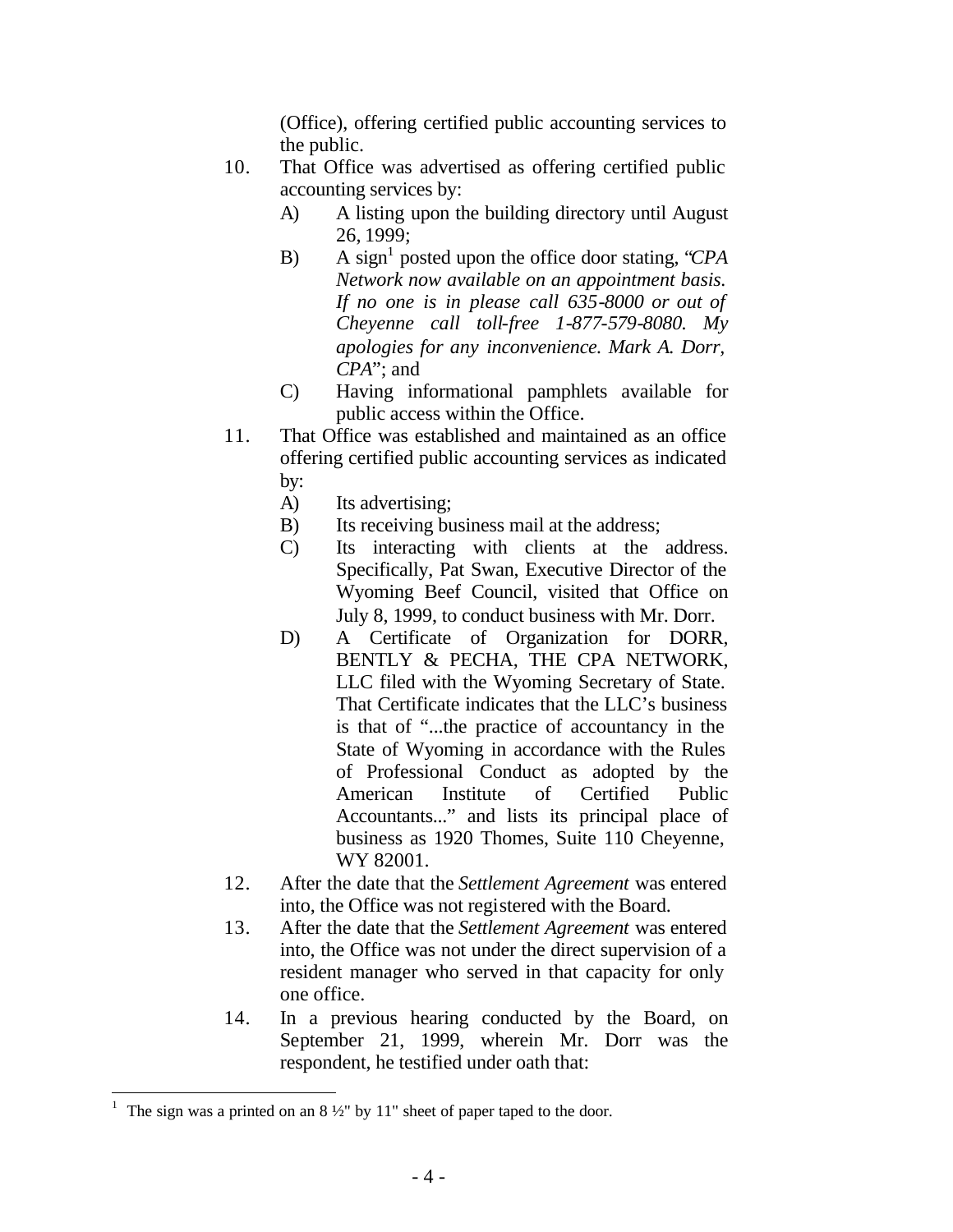(Office), offering certified public accounting services to the public.

10. That Office was advertised as offering certified public accounting services by:
    - A) A listing upon the building directory until August 26, 1999;
    - B) A sign[1] posted upon the office door stating, "*CPA Network now available on an appointment basis. If no one is in please call 635-8000 or out of Cheyenne call toll-free 1-877-579-8080. My apologies for any inconvenience. Mark A. Dorr, CPA*"; and
    - C) Having informational pamphlets available for public access within the Office.
11. That Office was established and maintained as an office offering certified public accounting services as indicated by:
    - A) Its advertising;
    - B) Its receiving business mail at the address;
    - C) Its interacting with clients at the address. Specifically, Pat Swan, Executive Director of the Wyoming Beef Council, visited that Office on July 8, 1999, to conduct business with Mr. Dorr.
    - D) A Certificate of Organization for DORR, BENTLY & PECHA, THE CPA NETWORK, LLC filed with the Wyoming Secretary of State. That Certificate indicates that the LLC's business is that of "...the practice of accountancy in the State of Wyoming in accordance with the Rules of Professional Conduct as adopted by the American Institute of Certified Public Accountants..." and lists its principal place of business as 1920 Thomes, Suite 110 Cheyenne, WY 82001.
12. After the date that the *Settlement Agreement* was entered into, the Office was not registered with the Board.
13. After the date that the *Settlement Agreement* was entered into, the Office was not under the direct supervision of a resident manager who served in that capacity for only one office.
14. In a previous hearing conducted by the Board, on September 21, 1999, wherein Mr. Dorr was the respondent, he testified under oath that:

[1] The sign was a printed on an 8 ½" by 11" sheet of paper taped to the door.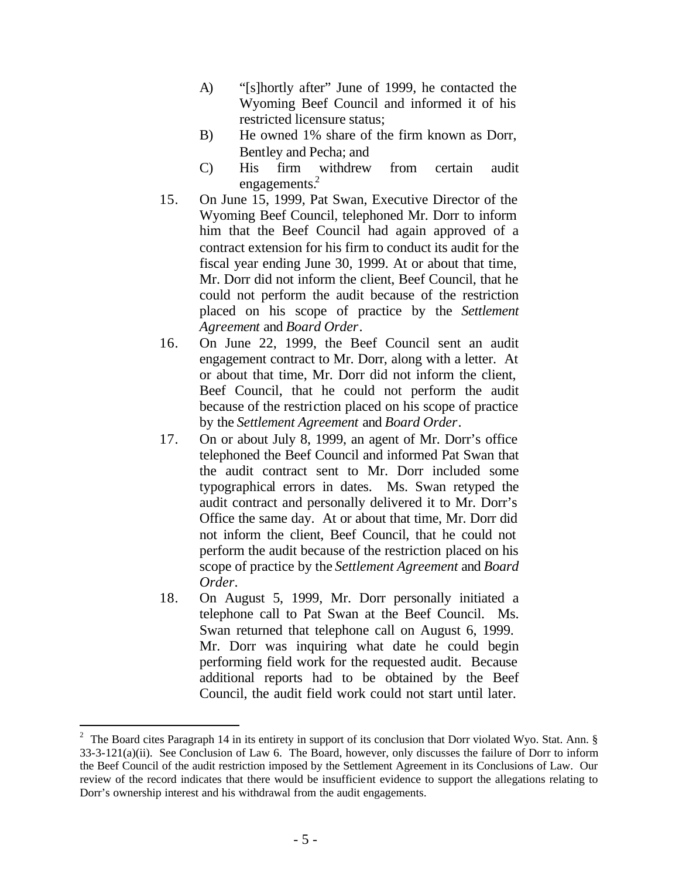A) "[s]hortly after" June of 1999, he contacted the Wyoming Beef Council and informed it of his restricted licensure status;

B) He owned 1% share of the firm known as Dorr, Bentley and Pecha; and

C) His firm withdrew from certain audit engagements.[2]

15. On June 15, 1999, Pat Swan, Executive Director of the Wyoming Beef Council, telephoned Mr. Dorr to inform him that the Beef Council had again approved of a contract extension for his firm to conduct its audit for the fiscal year ending June 30, 1999. At or about that time, Mr. Dorr did not inform the client, Beef Council, that he could not perform the audit because of the restriction placed on his scope of practice by the *Settlement Agreement* and *Board Order*.

16. On June 22, 1999, the Beef Council sent an audit engagement contract to Mr. Dorr, along with a letter. At or about that time, Mr. Dorr did not inform the client, Beef Council, that he could not perform the audit because of the restriction placed on his scope of practice by the *Settlement Agreement* and *Board Order*.

17. On or about July 8, 1999, an agent of Mr. Dorr's office telephoned the Beef Council and informed Pat Swan that the audit contract sent to Mr. Dorr included some typographical errors in dates. Ms. Swan retyped the audit contract and personally delivered it to Mr. Dorr's Office the same day. At or about that time, Mr. Dorr did not inform the client, Beef Council, that he could not perform the audit because of the restriction placed on his scope of practice by the *Settlement Agreement* and *Board Order*.

18. On August 5, 1999, Mr. Dorr personally initiated a telephone call to Pat Swan at the Beef Council. Ms. Swan returned that telephone call on August 6, 1999. Mr. Dorr was inquiring what date he could begin performing field work for the requested audit. Because additional reports had to be obtained by the Beef Council, the audit field work could not start until later.

---

[2] The Board cites Paragraph 14 in its entirety in support of its conclusion that Dorr violated Wyo. Stat. Ann. § 33-3-121(a)(ii). See Conclusion of Law 6. The Board, however, only discusses the failure of Dorr to inform the Beef Council of the audit restriction imposed by the Settlement Agreement in its Conclusions of Law. Our review of the record indicates that there would be insufficient evidence to support the allegations relating to Dorr's ownership interest and his withdrawal from the audit engagements.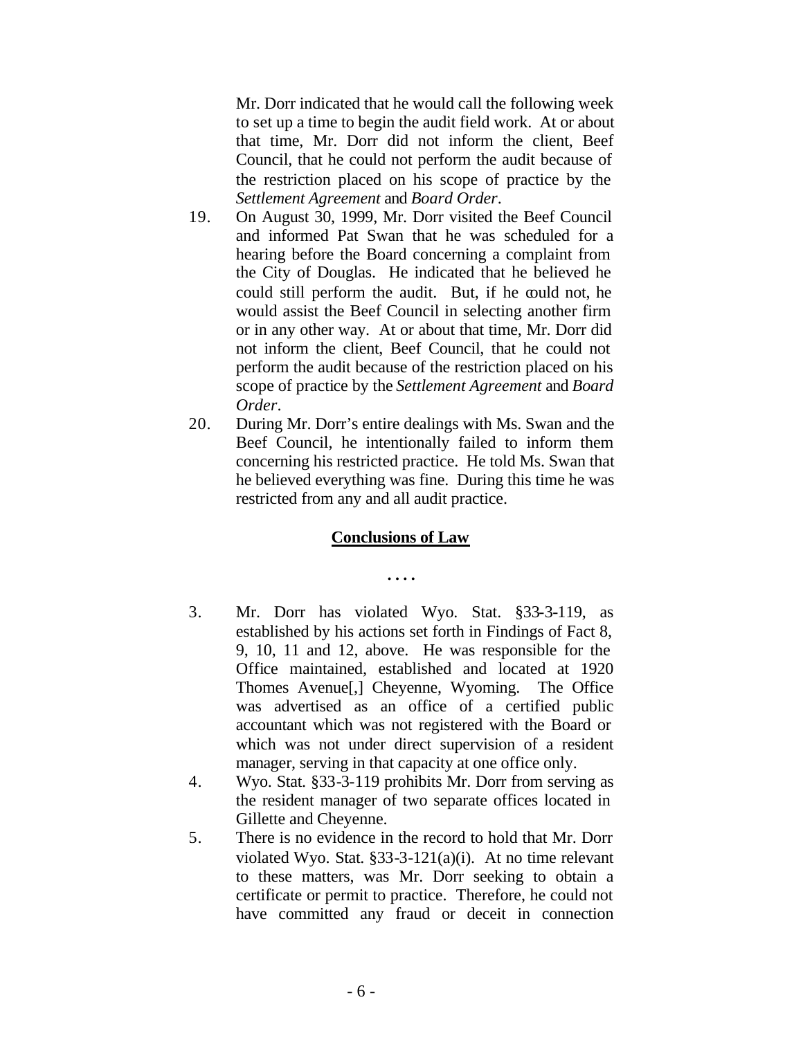Mr. Dorr indicated that he would call the following week to set up a time to begin the audit field work. At or about that time, Mr. Dorr did not inform the client, Beef Council, that he could not perform the audit because of the restriction placed on his scope of practice by the *Settlement Agreement* and *Board Order*.

19. On August 30, 1999, Mr. Dorr visited the Beef Council and informed Pat Swan that he was scheduled for a hearing before the Board concerning a complaint from the City of Douglas. He indicated that he believed he could still perform the audit. But, if he could not, he would assist the Beef Council in selecting another firm or in any other way. At or about that time, Mr. Dorr did not inform the client, Beef Council, that he could not perform the audit because of the restriction placed on his scope of practice by the *Settlement Agreement* and *Board Order*.

20. During Mr. Dorr's entire dealings with Ms. Swan and the Beef Council, he intentionally failed to inform them concerning his restricted practice. He told Ms. Swan that he believed everything was fine. During this time he was restricted from any and all audit practice.

**Conclusions of Law**

. . . .

3. Mr. Dorr has violated Wyo. Stat. §33-3-119, as established by his actions set forth in Findings of Fact 8, 9, 10, 11 and 12, above. He was responsible for the Office maintained, established and located at 1920 Thomes Avenue[,] Cheyenne, Wyoming. The Office was advertised as an office of a certified public accountant which was not registered with the Board or which was not under direct supervision of a resident manager, serving in that capacity at one office only.

4. Wyo. Stat. §33-3-119 prohibits Mr. Dorr from serving as the resident manager of two separate offices located in Gillette and Cheyenne.

5. There is no evidence in the record to hold that Mr. Dorr violated Wyo. Stat. §33-3-121(a)(i). At no time relevant to these matters, was Mr. Dorr seeking to obtain a certificate or permit to practice. Therefore, he could not have committed any fraud or deceit in connection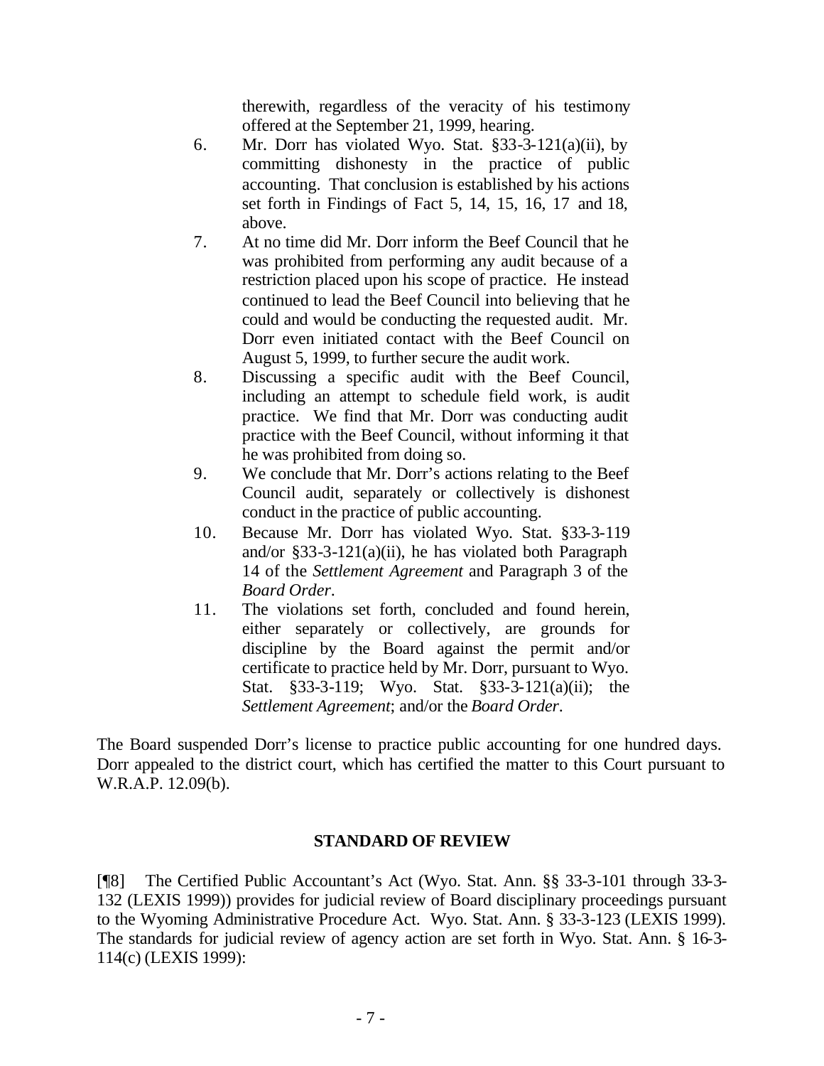therewith, regardless of the veracity of his testimony offered at the September 21, 1999, hearing.

6. Mr. Dorr has violated Wyo. Stat. §33-3-121(a)(ii), by committing dishonesty in the practice of public accounting. That conclusion is established by his actions set forth in Findings of Fact 5, 14, 15, 16, 17 and 18, above.
7. At no time did Mr. Dorr inform the Beef Council that he was prohibited from performing any audit because of a restriction placed upon his scope of practice. He instead continued to lead the Beef Council into believing that he could and would be conducting the requested audit. Mr. Dorr even initiated contact with the Beef Council on August 5, 1999, to further secure the audit work.
8. Discussing a specific audit with the Beef Council, including an attempt to schedule field work, is audit practice. We find that Mr. Dorr was conducting audit practice with the Beef Council, without informing it that he was prohibited from doing so.
9. We conclude that Mr. Dorr's actions relating to the Beef Council audit, separately or collectively is dishonest conduct in the practice of public accounting.
10. Because Mr. Dorr has violated Wyo. Stat. §33-3-119 and/or §33-3-121(a)(ii), he has violated both Paragraph 14 of the *Settlement Agreement* and Paragraph 3 of the *Board Order*.
11. The violations set forth, concluded and found herein, either separately or collectively, are grounds for discipline by the Board against the permit and/or certificate to practice held by Mr. Dorr, pursuant to Wyo. Stat. §33-3-119; Wyo. Stat. §33-3-121(a)(ii); the *Settlement Agreement*; and/or the *Board Order*.

The Board suspended Dorr's license to practice public accounting for one hundred days. Dorr appealed to the district court, which has certified the matter to this Court pursuant to W.R.A.P. 12.09(b).

## STANDARD OF REVIEW

[¶8] The Certified Public Accountant's Act (Wyo. Stat. Ann. §§ 33-3-101 through 33-3-132 (LEXIS 1999)) provides for judicial review of Board disciplinary proceedings pursuant to the Wyoming Administrative Procedure Act. Wyo. Stat. Ann. § 33-3-123 (LEXIS 1999). The standards for judicial review of agency action are set forth in Wyo. Stat. Ann. § 16-3-114(c) (LEXIS 1999):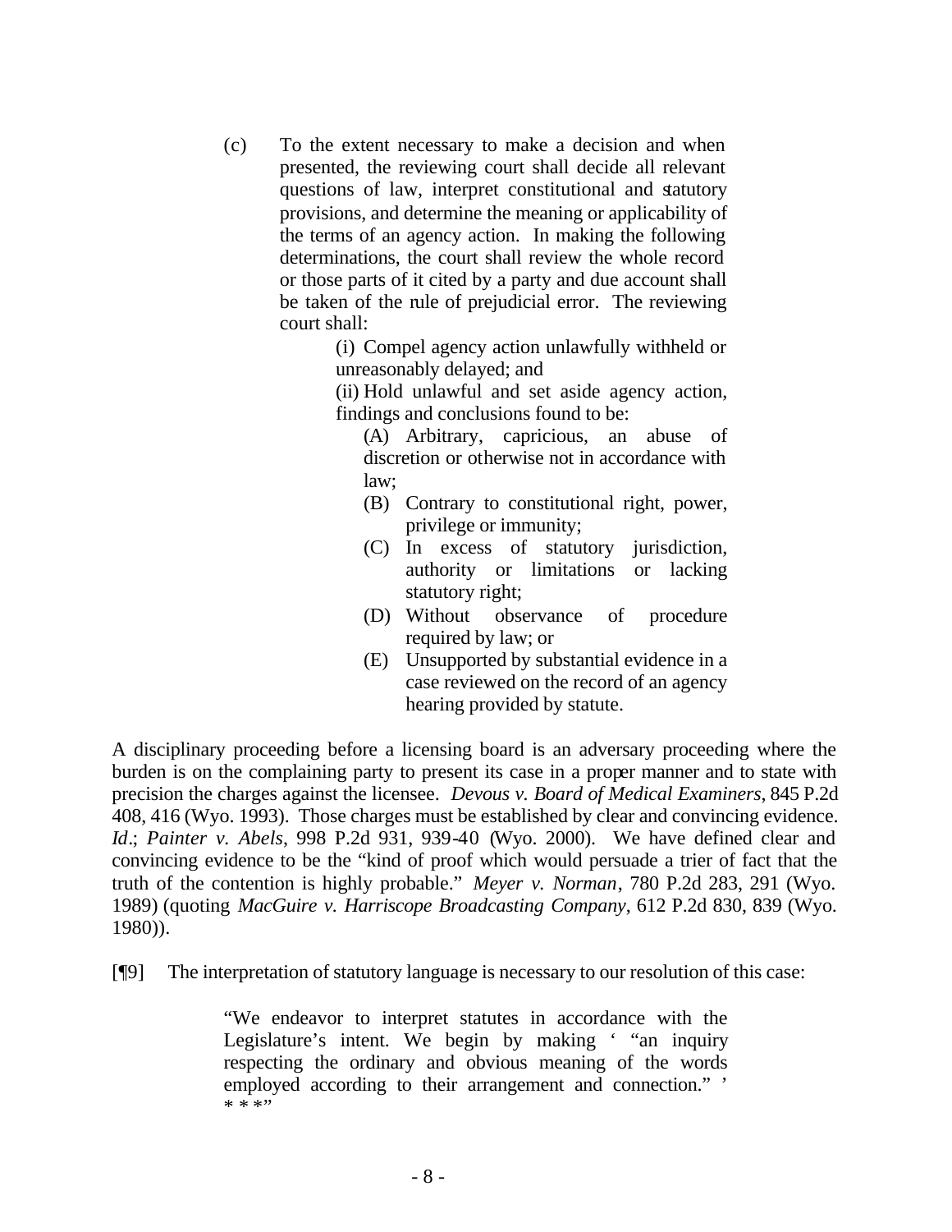> (c) To the extent necessary to make a decision and when presented, the reviewing court shall decide all relevant questions of law, interpret constitutional and statutory provisions, and determine the meaning or applicability of the terms of an agency action. In making the following determinations, the court shall review the whole record or those parts of it cited by a party and due account shall be taken of the rule of prejudicial error. The reviewing court shall:
>
> > (i) Compel agency action unlawfully withheld or unreasonably delayed; and
> >
> > (ii) Hold unlawful and set aside agency action, findings and conclusions found to be:
> >
> > > (A) Arbitrary, capricious, an abuse of discretion or otherwise not in accordance with law;
> > >
> > > (B) Contrary to constitutional right, power, privilege or immunity;
> > >
> > > (C) In excess of statutory jurisdiction, authority or limitations or lacking statutory right;
> > >
> > > (D) Without observance of procedure required by law; or
> > >
> > > (E) Unsupported by substantial evidence in a case reviewed on the record of an agency hearing provided by statute.

A disciplinary proceeding before a licensing board is an adversary proceeding where the burden is on the complaining party to present its case in a proper manner and to state with precision the charges against the licensee. *Devous v. Board of Medical Examiners*, 845 P.2d 408, 416 (Wyo. 1993). Those charges must be established by clear and convincing evidence. *Id*.; *Painter v. Abels*, 998 P.2d 931, 939-40 (Wyo. 2000). We have defined clear and convincing evidence to be the "kind of proof which would persuade a trier of fact that the truth of the contention is highly probable." *Meyer v. Norman*, 780 P.2d 283, 291 (Wyo. 1989) (quoting *MacGuire v. Harriscope Broadcasting Company*, 612 P.2d 830, 839 (Wyo. 1980)).

[¶9] The interpretation of statutory language is necessary to our resolution of this case:

> "We endeavor to interpret statutes in accordance with the Legislature's intent. We begin by making ' "an inquiry respecting the ordinary and obvious meaning of the words employed according to their arrangement and connection." ' * * *"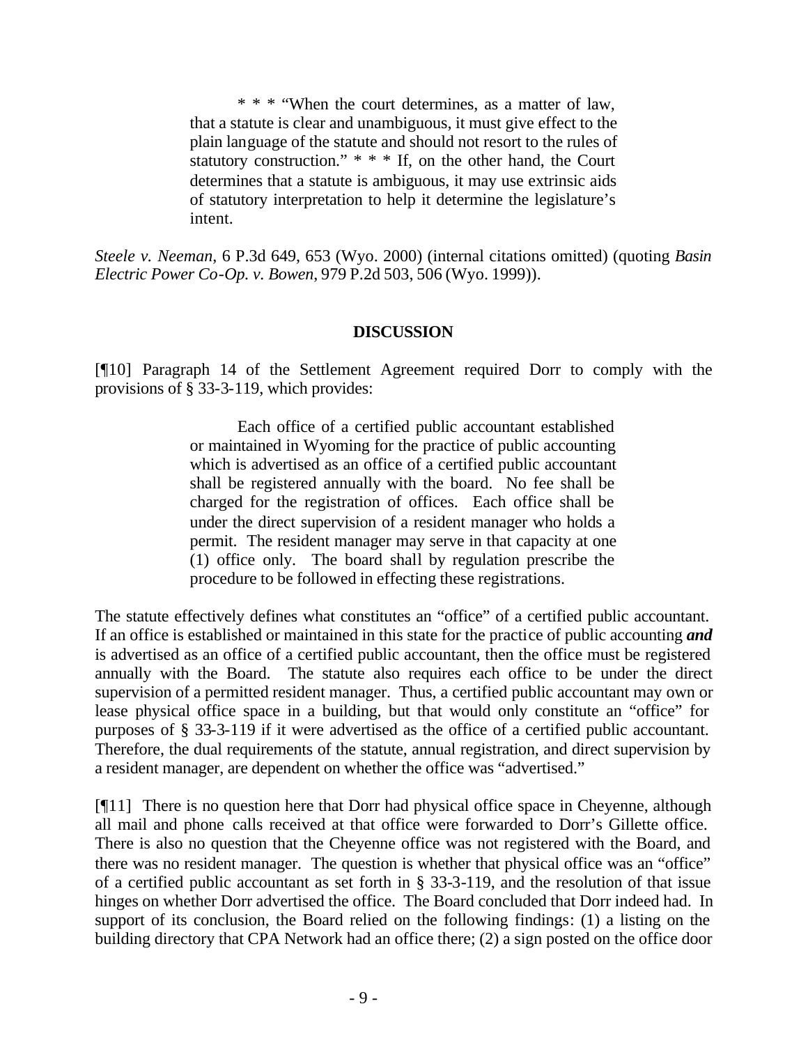> \* \* \* "When the court determines, as a matter of law, that a statute is clear and unambiguous, it must give effect to the plain language of the statute and should not resort to the rules of statutory construction." \* \* \* If, on the other hand, the Court determines that a statute is ambiguous, it may use extrinsic aids of statutory interpretation to help it determine the legislature's intent.

*Steele v. Neeman*, 6 P.3d 649, 653 (Wyo. 2000) (internal citations omitted) (quoting *Basin Electric Power Co-Op. v. Bowen*, 979 P.2d 503, 506 (Wyo. 1999)).

## DISCUSSION

[¶10] Paragraph 14 of the Settlement Agreement required Dorr to comply with the provisions of § 33-3-119, which provides:

> Each office of a certified public accountant established or maintained in Wyoming for the practice of public accounting which is advertised as an office of a certified public accountant shall be registered annually with the board. No fee shall be charged for the registration of offices. Each office shall be under the direct supervision of a resident manager who holds a permit. The resident manager may serve in that capacity at one (1) office only. The board shall by regulation prescribe the procedure to be followed in effecting these registrations.

The statute effectively defines what constitutes an "office" of a certified public accountant. If an office is established or maintained in this state for the practice of public accounting ***and*** is advertised as an office of a certified public accountant, then the office must be registered annually with the Board. The statute also requires each office to be under the direct supervision of a permitted resident manager. Thus, a certified public accountant may own or lease physical office space in a building, but that would only constitute an "office" for purposes of § 33-3-119 if it were advertised as the office of a certified public accountant. Therefore, the dual requirements of the statute, annual registration, and direct supervision by a resident manager, are dependent on whether the office was "advertised."

[¶11] There is no question here that Dorr had physical office space in Cheyenne, although all mail and phone calls received at that office were forwarded to Dorr's Gillette office. There is also no question that the Cheyenne office was not registered with the Board, and there was no resident manager. The question is whether that physical office was an "office" of a certified public accountant as set forth in § 33-3-119, and the resolution of that issue hinges on whether Dorr advertised the office. The Board concluded that Dorr indeed had. In support of its conclusion, the Board relied on the following findings: (1) a listing on the building directory that CPA Network had an office there; (2) a sign posted on the office door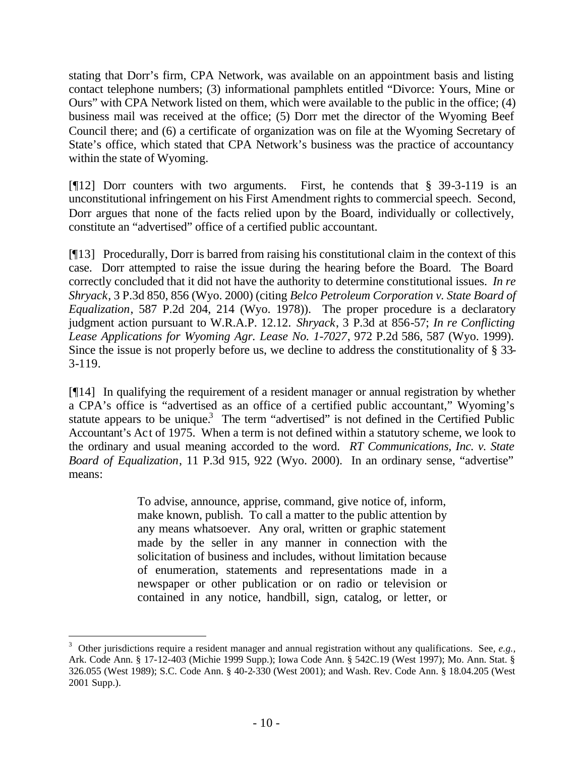stating that Dorr's firm, CPA Network, was available on an appointment basis and listing contact telephone numbers; (3) informational pamphlets entitled "Divorce: Yours, Mine or Ours" with CPA Network listed on them, which were available to the public in the office; (4) business mail was received at the office; (5) Dorr met the director of the Wyoming Beef Council there; and (6) a certificate of organization was on file at the Wyoming Secretary of State's office, which stated that CPA Network's business was the practice of accountancy within the state of Wyoming.

[¶12] Dorr counters with two arguments. First, he contends that § 39-3-119 is an unconstitutional infringement on his First Amendment rights to commercial speech. Second, Dorr argues that none of the facts relied upon by the Board, individually or collectively, constitute an "advertised" office of a certified public accountant.

[¶13] Procedurally, Dorr is barred from raising his constitutional claim in the context of this case. Dorr attempted to raise the issue during the hearing before the Board. The Board correctly concluded that it did not have the authority to determine constitutional issues. *In re Shryack*, 3 P.3d 850, 856 (Wyo. 2000) (citing *Belco Petroleum Corporation v. State Board of Equalization*, 587 P.2d 204, 214 (Wyo. 1978)). The proper procedure is a declaratory judgment action pursuant to W.R.A.P. 12.12. *Shryack*, 3 P.3d at 856-57; *In re Conflicting Lease Applications for Wyoming Agr. Lease No. 1-7027*, 972 P.2d 586, 587 (Wyo. 1999). Since the issue is not properly before us, we decline to address the constitutionality of § 33-3-119.

[¶14] In qualifying the requirement of a resident manager or annual registration by whether a CPA's office is "advertised as an office of a certified public accountant," Wyoming's statute appears to be unique.[3] The term "advertised" is not defined in the Certified Public Accountant's Act of 1975. When a term is not defined within a statutory scheme, we look to the ordinary and usual meaning accorded to the word. *RT Communications, Inc. v. State Board of Equalization*, 11 P.3d 915, 922 (Wyo. 2000). In an ordinary sense, "advertise" means:

> To advise, announce, apprise, command, give notice of, inform, make known, publish. To call a matter to the public attention by any means whatsoever. Any oral, written or graphic statement made by the seller in any manner in connection with the solicitation of business and includes, without limitation because of enumeration, statements and representations made in a newspaper or other publication or on radio or television or contained in any notice, handbill, sign, catalog, or letter, or

[3] Other jurisdictions require a resident manager and annual registration without any qualifications. See, *e.g.*, Ark. Code Ann. § 17-12-403 (Michie 1999 Supp.); Iowa Code Ann. § 542C.19 (West 1997); Mo. Ann. Stat. § 326.055 (West 1989); S.C. Code Ann. § 40-2-330 (West 2001); and Wash. Rev. Code Ann. § 18.04.205 (West 2001 Supp.).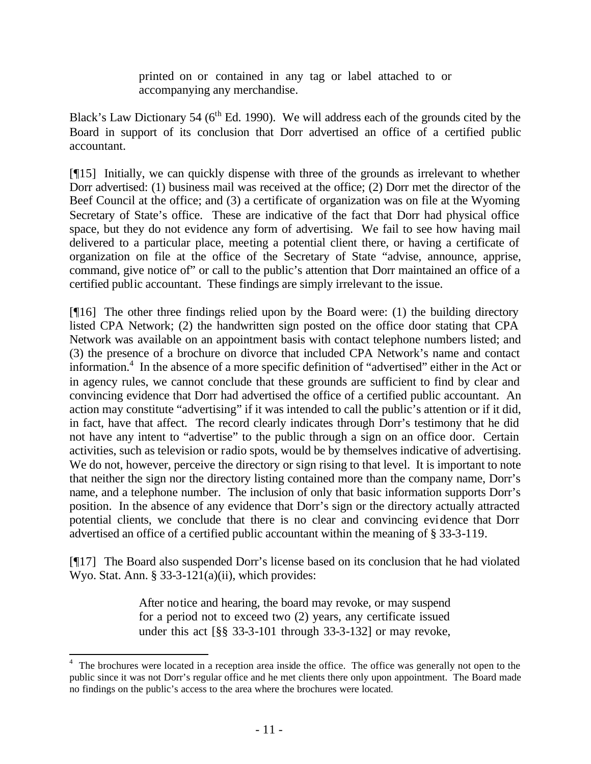> printed on or contained in any tag or label attached to or accompanying any merchandise.

Black's Law Dictionary 54 (6th Ed. 1990). We will address each of the grounds cited by the Board in support of its conclusion that Dorr advertised an office of a certified public accountant.

[¶15] Initially, we can quickly dispense with three of the grounds as irrelevant to whether Dorr advertised: (1) business mail was received at the office; (2) Dorr met the director of the Beef Council at the office; and (3) a certificate of organization was on file at the Wyoming Secretary of State's office. These are indicative of the fact that Dorr had physical office space, but they do not evidence any form of advertising. We fail to see how having mail delivered to a particular place, meeting a potential client there, or having a certificate of organization on file at the office of the Secretary of State "advise, announce, apprise, command, give notice of" or call to the public's attention that Dorr maintained an office of a certified public accountant. These findings are simply irrelevant to the issue.

[¶16] The other three findings relied upon by the Board were: (1) the building directory listed CPA Network; (2) the handwritten sign posted on the office door stating that CPA Network was available on an appointment basis with contact telephone numbers listed; and (3) the presence of a brochure on divorce that included CPA Network's name and contact information.[4] In the absence of a more specific definition of "advertised" either in the Act or in agency rules, we cannot conclude that these grounds are sufficient to find by clear and convincing evidence that Dorr had advertised the office of a certified public accountant. An action may constitute "advertising" if it was intended to call the public's attention or if it did, in fact, have that affect. The record clearly indicates through Dorr's testimony that he did not have any intent to "advertise" to the public through a sign on an office door. Certain activities, such as television or radio spots, would be by themselves indicative of advertising. We do not, however, perceive the directory or sign rising to that level. It is important to note that neither the sign nor the directory listing contained more than the company name, Dorr's name, and a telephone number. The inclusion of only that basic information supports Dorr's position. In the absence of any evidence that Dorr's sign or the directory actually attracted potential clients, we conclude that there is no clear and convincing evidence that Dorr advertised an office of a certified public accountant within the meaning of § 33-3-119.

[¶17] The Board also suspended Dorr's license based on its conclusion that he had violated Wyo. Stat. Ann. § 33-3-121(a)(ii), which provides:

> After notice and hearing, the board may revoke, or may suspend for a period not to exceed two (2) years, any certificate issued under this act [§§ 33-3-101 through 33-3-132] or may revoke,

[4] The brochures were located in a reception area inside the office. The office was generally not open to the public since it was not Dorr's regular office and he met clients there only upon appointment. The Board made no findings on the public's access to the area where the brochures were located.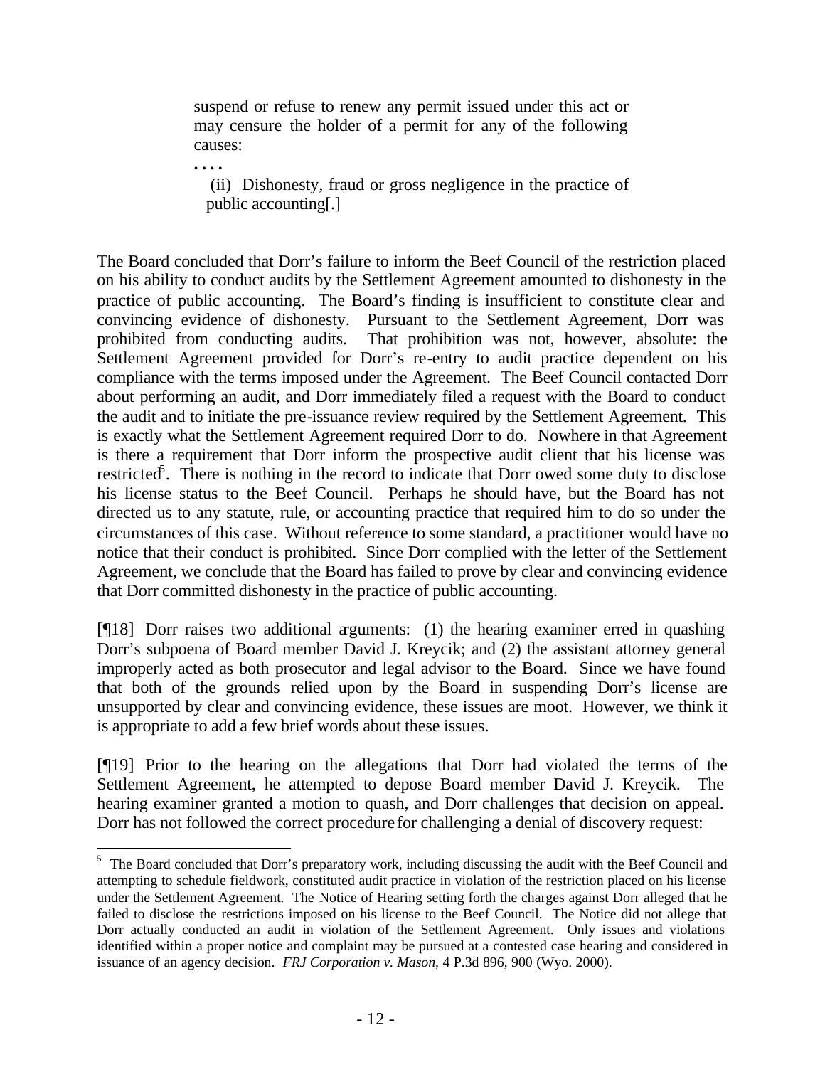> suspend or refuse to renew any permit issued under this act or may censure the holder of a permit for any of the following causes:
>
> . . . .
>
> (ii) Dishonesty, fraud or gross negligence in the practice of public accounting[.]

The Board concluded that Dorr's failure to inform the Beef Council of the restriction placed on his ability to conduct audits by the Settlement Agreement amounted to dishonesty in the practice of public accounting. The Board's finding is insufficient to constitute clear and convincing evidence of dishonesty. Pursuant to the Settlement Agreement, Dorr was prohibited from conducting audits. That prohibition was not, however, absolute: the Settlement Agreement provided for Dorr's re-entry to audit practice dependent on his compliance with the terms imposed under the Agreement. The Beef Council contacted Dorr about performing an audit, and Dorr immediately filed a request with the Board to conduct the audit and to initiate the pre-issuance review required by the Settlement Agreement. This is exactly what the Settlement Agreement required Dorr to do. Nowhere in that Agreement is there a requirement that Dorr inform the prospective audit client that his license was restricted[5]. There is nothing in the record to indicate that Dorr owed some duty to disclose his license status to the Beef Council. Perhaps he should have, but the Board has not directed us to any statute, rule, or accounting practice that required him to do so under the circumstances of this case. Without reference to some standard, a practitioner would have no notice that their conduct is prohibited. Since Dorr complied with the letter of the Settlement Agreement, we conclude that the Board has failed to prove by clear and convincing evidence that Dorr committed dishonesty in the practice of public accounting.

[¶18] Dorr raises two additional arguments: (1) the hearing examiner erred in quashing Dorr's subpoena of Board member David J. Kreycik; and (2) the assistant attorney general improperly acted as both prosecutor and legal advisor to the Board. Since we have found that both of the grounds relied upon by the Board in suspending Dorr's license are unsupported by clear and convincing evidence, these issues are moot. However, we think it is appropriate to add a few brief words about these issues.

[¶19] Prior to the hearing on the allegations that Dorr had violated the terms of the Settlement Agreement, he attempted to depose Board member David J. Kreycik. The hearing examiner granted a motion to quash, and Dorr challenges that decision on appeal. Dorr has not followed the correct procedure for challenging a denial of discovery request:

---

[5] The Board concluded that Dorr's preparatory work, including discussing the audit with the Beef Council and attempting to schedule fieldwork, constituted audit practice in violation of the restriction placed on his license under the Settlement Agreement. The Notice of Hearing setting forth the charges against Dorr alleged that he failed to disclose the restrictions imposed on his license to the Beef Council. The Notice did not allege that Dorr actually conducted an audit in violation of the Settlement Agreement. Only issues and violations identified within a proper notice and complaint may be pursued at a contested case hearing and considered in issuance of an agency decision. *FRJ Corporation v. Mason*, 4 P.3d 896, 900 (Wyo. 2000).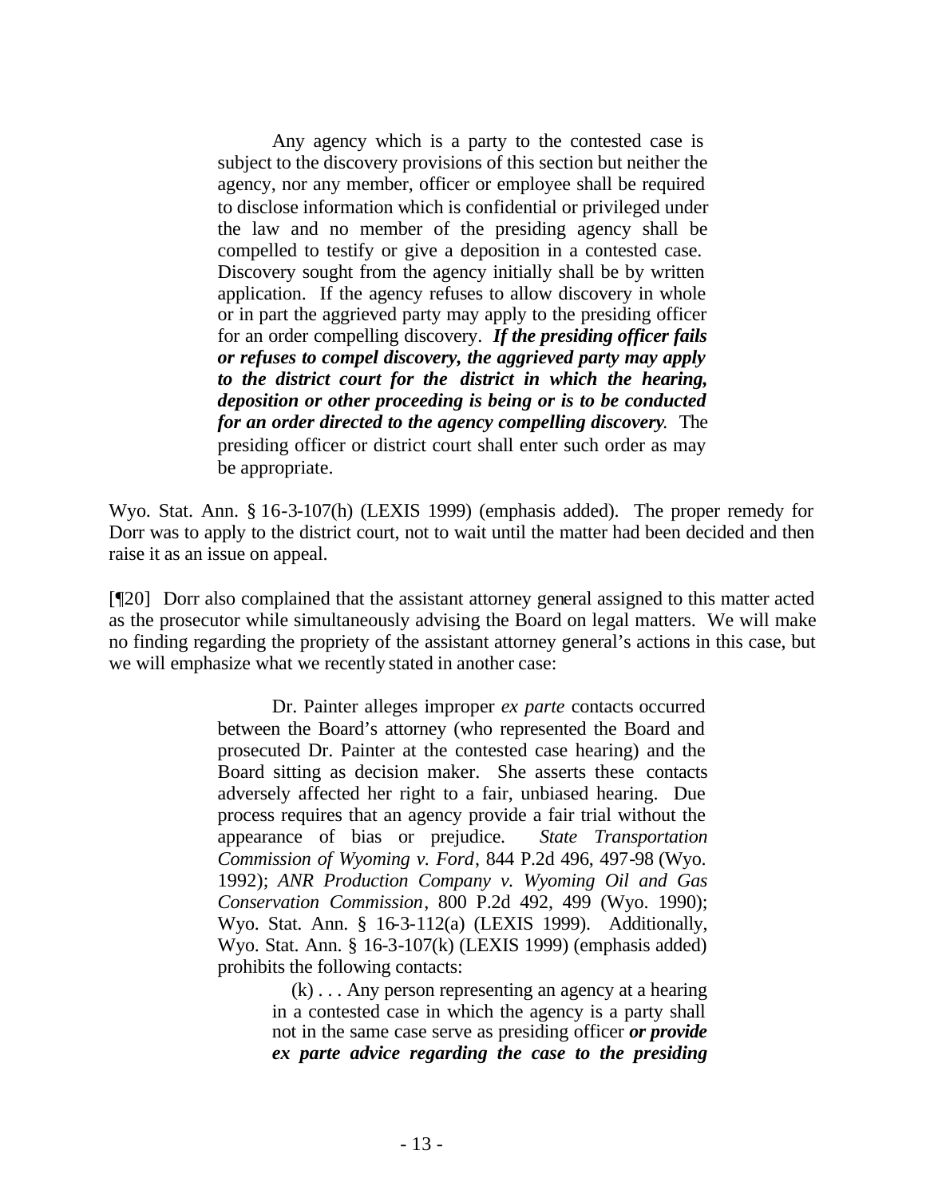> Any agency which is a party to the contested case is subject to the discovery provisions of this section but neither the agency, nor any member, officer or employee shall be required to disclose information which is confidential or privileged under the law and no member of the presiding agency shall be compelled to testify or give a deposition in a contested case. Discovery sought from the agency initially shall be by written application. If the agency refuses to allow discovery in whole or in part the aggrieved party may apply to the presiding officer for an order compelling discovery. ***If the presiding officer fails or refuses to compel discovery, the aggrieved party may apply to the district court for the district in which the hearing, deposition or other proceeding is being or is to be conducted for an order directed to the agency compelling discovery.*** The presiding officer or district court shall enter such order as may be appropriate.

Wyo. Stat. Ann. § 16-3-107(h) (LEXIS 1999) (emphasis added). The proper remedy for Dorr was to apply to the district court, not to wait until the matter had been decided and then raise it as an issue on appeal.

[¶20] Dorr also complained that the assistant attorney general assigned to this matter acted as the prosecutor while simultaneously advising the Board on legal matters. We will make no finding regarding the propriety of the assistant attorney general's actions in this case, but we will emphasize what we recently stated in another case:

> Dr. Painter alleges improper *ex parte* contacts occurred between the Board's attorney (who represented the Board and prosecuted Dr. Painter at the contested case hearing) and the Board sitting as decision maker. She asserts these contacts adversely affected her right to a fair, unbiased hearing. Due process requires that an agency provide a fair trial without the appearance of bias or prejudice. *State Transportation Commission of Wyoming v. Ford*, 844 P.2d 496, 497-98 (Wyo. 1992); *ANR Production Company v. Wyoming Oil and Gas Conservation Commission*, 800 P.2d 492, 499 (Wyo. 1990); Wyo. Stat. Ann. § 16-3-112(a) (LEXIS 1999). Additionally, Wyo. Stat. Ann. § 16-3-107(k) (LEXIS 1999) (emphasis added) prohibits the following contacts:
>
> > (k) . . . Any person representing an agency at a hearing in a contested case in which the agency is a party shall not in the same case serve as presiding officer ***or provide ex parte advice regarding the case to the presiding***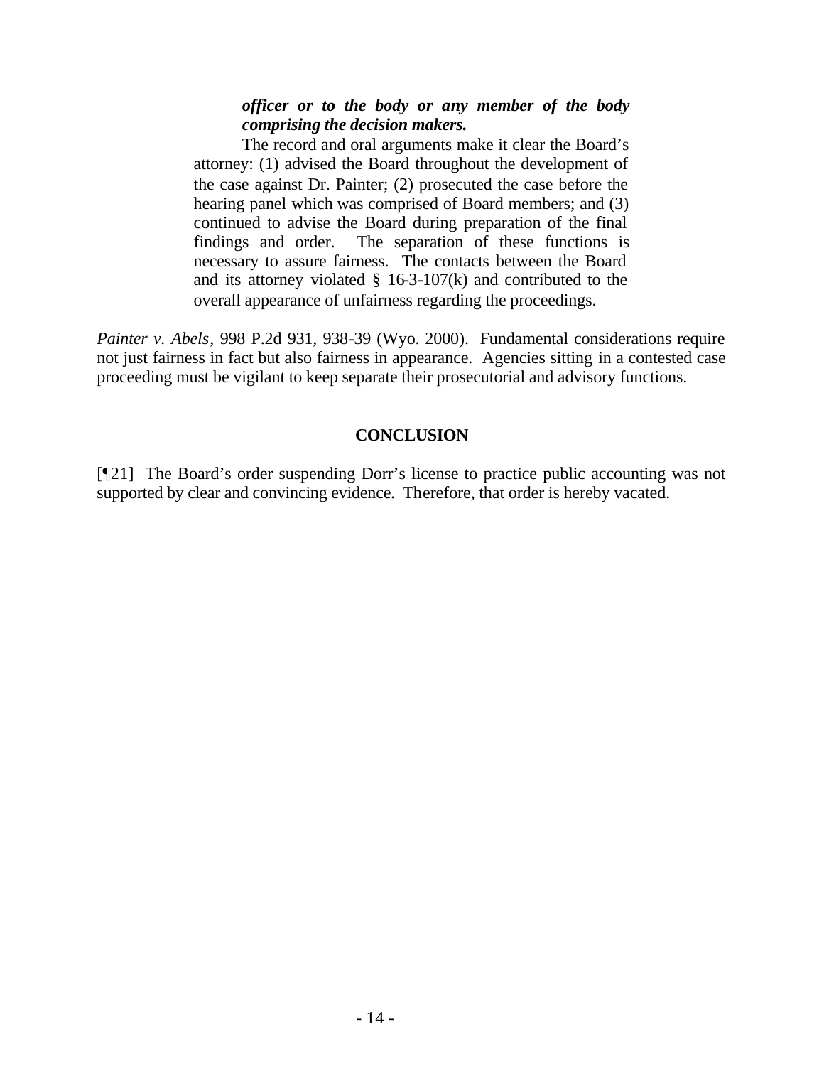> ***officer or to the body or any member of the body comprising the decision makers.***
>
> The record and oral arguments make it clear the Board's attorney: (1) advised the Board throughout the development of the case against Dr. Painter; (2) prosecuted the case before the hearing panel which was comprised of Board members; and (3) continued to advise the Board during preparation of the final findings and order. The separation of these functions is necessary to assure fairness. The contacts between the Board and its attorney violated § 16-3-107(k) and contributed to the overall appearance of unfairness regarding the proceedings.

*Painter v. Abels*, 998 P.2d 931, 938-39 (Wyo. 2000). Fundamental considerations require not just fairness in fact but also fairness in appearance. Agencies sitting in a contested case proceeding must be vigilant to keep separate their prosecutorial and advisory functions.

## CONCLUSION

[¶21] The Board's order suspending Dorr's license to practice public accounting was not supported by clear and convincing evidence. Therefore, that order is hereby vacated.